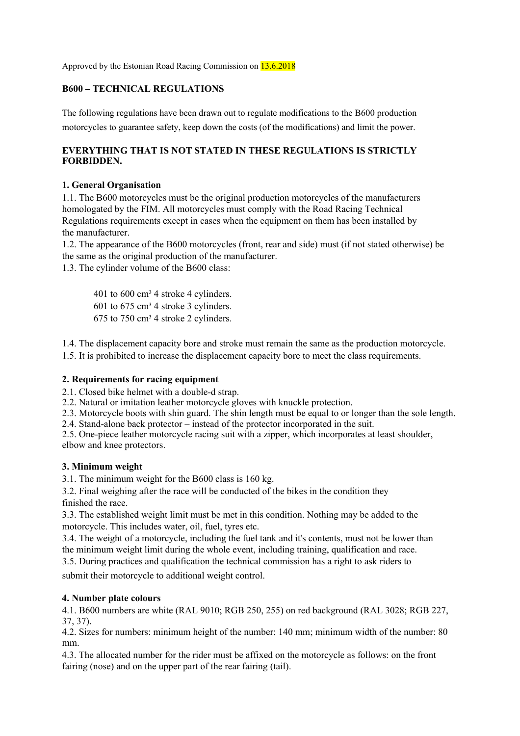Approved by the Estonian Road Racing Commission on 13.6.2018

## B600 – TECHNICAL REGULATIONS

The following regulations have been drawn out to regulate modifications to the B600 production motorcycles to guarantee safety, keep down the costs (of the modifications) and limit the power.

**EVERYTHING THAT IS NOT STATED IN THESE REGULATIONS IS STRICTLY FORBIDDEN.**

### 1. General Organisation

1.1. The B600 motorcycles must be the original production motorcycles of the manufacturers homologated by the FIM. All motorcycles must comply with the Road Racing Technical Regulations requirements except in cases when the equipment on them has been installed by the manufacturer.

1.2. The appearance of the B600 motorcycles (front, rear and side) must (if not stated otherwise) be the same as the original production of the manufacturer.

1.3. The cylinder volume of the B600 class:

401 to 600 cm³ 4 stroke 4 cylinders.
601 to 675 cm³ 4 stroke 3 cylinders.
675 to 750 cm³ 4 stroke 2 cylinders.

1.4. The displacement capacity bore and stroke must remain the same as the production motorcycle.

1.5. It is prohibited to increase the displacement capacity bore to meet the class requirements.

### 2. Requirements for racing equipment

2.1. Closed bike helmet with a double-d strap.
2.2. Natural or imitation leather motorcycle gloves with knuckle protection.
2.3. Motorcycle boots with shin guard. The shin length must be equal to or longer than the sole length.
2.4. Stand-alone back protector – instead of the protector incorporated in the suit.
2.5. One-piece leather motorcycle racing suit with a zipper, which incorporates at least shoulder, elbow and knee protectors.

### 3. Minimum weight

3.1. The minimum weight for the B600 class is 160 kg.

3.2. Final weighing after the race will be conducted of the bikes in the condition they finished the race.

3.3. The established weight limit must be met in this condition. Nothing may be added to the motorcycle. This includes water, oil, fuel, tyres etc.

3.4. The weight of a motorcycle, including the fuel tank and it's contents, must not be lower than the minimum weight limit during the whole event, including training, qualification and race.

3.5. During practices and qualification the technical commission has a right to ask riders to submit their motorcycle to additional weight control.

### 4. Number plate colours

4.1. B600 numbers are white (RAL 9010; RGB 250, 255) on red background (RAL 3028; RGB 227, 37, 37).

4.2. Sizes for numbers: minimum height of the number: 140 mm; minimum width of the number: 80 mm.

4.3. The allocated number for the rider must be affixed on the motorcycle as follows: on the front fairing (nose) and on the upper part of the rear fairing (tail).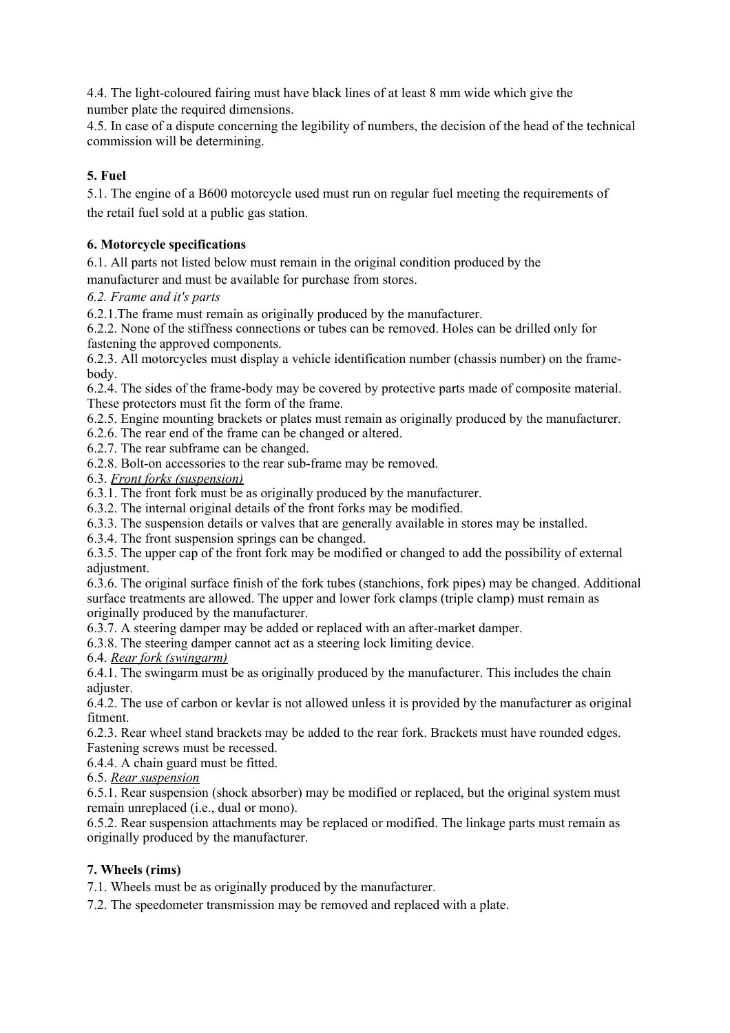4.4. The light-coloured fairing must have black lines of at least 8 mm wide which give the number plate the required dimensions.

4.5. In case of a dispute concerning the legibility of numbers, the decision of the head of the technical commission will be determining.

## 5. Fuel

5.1. The engine of a B600 motorcycle used must run on regular fuel meeting the requirements of the retail fuel sold at a public gas station.

## 6. Motorcycle specifications

6.1. All parts not listed below must remain in the original condition produced by the manufacturer and must be available for purchase from stores.

*6.2. Frame and it's parts*

6.2.1.The frame must remain as originally produced by the manufacturer.

6.2.2. None of the stiffness connections or tubes can be removed. Holes can be drilled only for fastening the approved components.

6.2.3. All motorcycles must display a vehicle identification number (chassis number) on the frame-body.

6.2.4. The sides of the frame-body may be covered by protective parts made of composite material. These protectors must fit the form of the frame.

6.2.5. Engine mounting brackets or plates must remain as originally produced by the manufacturer.

6.2.6. The rear end of the frame can be changed or altered.

6.2.7. The rear subframe can be changed.

6.2.8. Bolt-on accessories to the rear sub-frame may be removed.

6.3. *Front forks (suspension)*

6.3.1. The front fork must be as originally produced by the manufacturer.

6.3.2. The internal original details of the front forks may be modified.

6.3.3. The suspension details or valves that are generally available in stores may be installed.

6.3.4. The front suspension springs can be changed.

6.3.5. The upper cap of the front fork may be modified or changed to add the possibility of external adjustment.

6.3.6. The original surface finish of the fork tubes (stanchions, fork pipes) may be changed. Additional surface treatments are allowed. The upper and lower fork clamps (triple clamp) must remain as originally produced by the manufacturer.

6.3.7. A steering damper may be added or replaced with an after-market damper.

6.3.8. The steering damper cannot act as a steering lock limiting device.

6.4. *Rear fork (swingarm)*

6.4.1. The swingarm must be as originally produced by the manufacturer. This includes the chain adjuster.

6.4.2. The use of carbon or kevlar is not allowed unless it is provided by the manufacturer as original fitment.

6.2.3. Rear wheel stand brackets may be added to the rear fork. Brackets must have rounded edges. Fastening screws must be recessed.

6.4.4. A chain guard must be fitted.

6.5. *Rear suspension*

6.5.1. Rear suspension (shock absorber) may be modified or replaced, but the original system must remain unreplaced (i.e., dual or mono).

6.5.2. Rear suspension attachments may be replaced or modified. The linkage parts must remain as originally produced by the manufacturer.

## 7. Wheels (rims)

7.1. Wheels must be as originally produced by the manufacturer.

7.2. The speedometer transmission may be removed and replaced with a plate.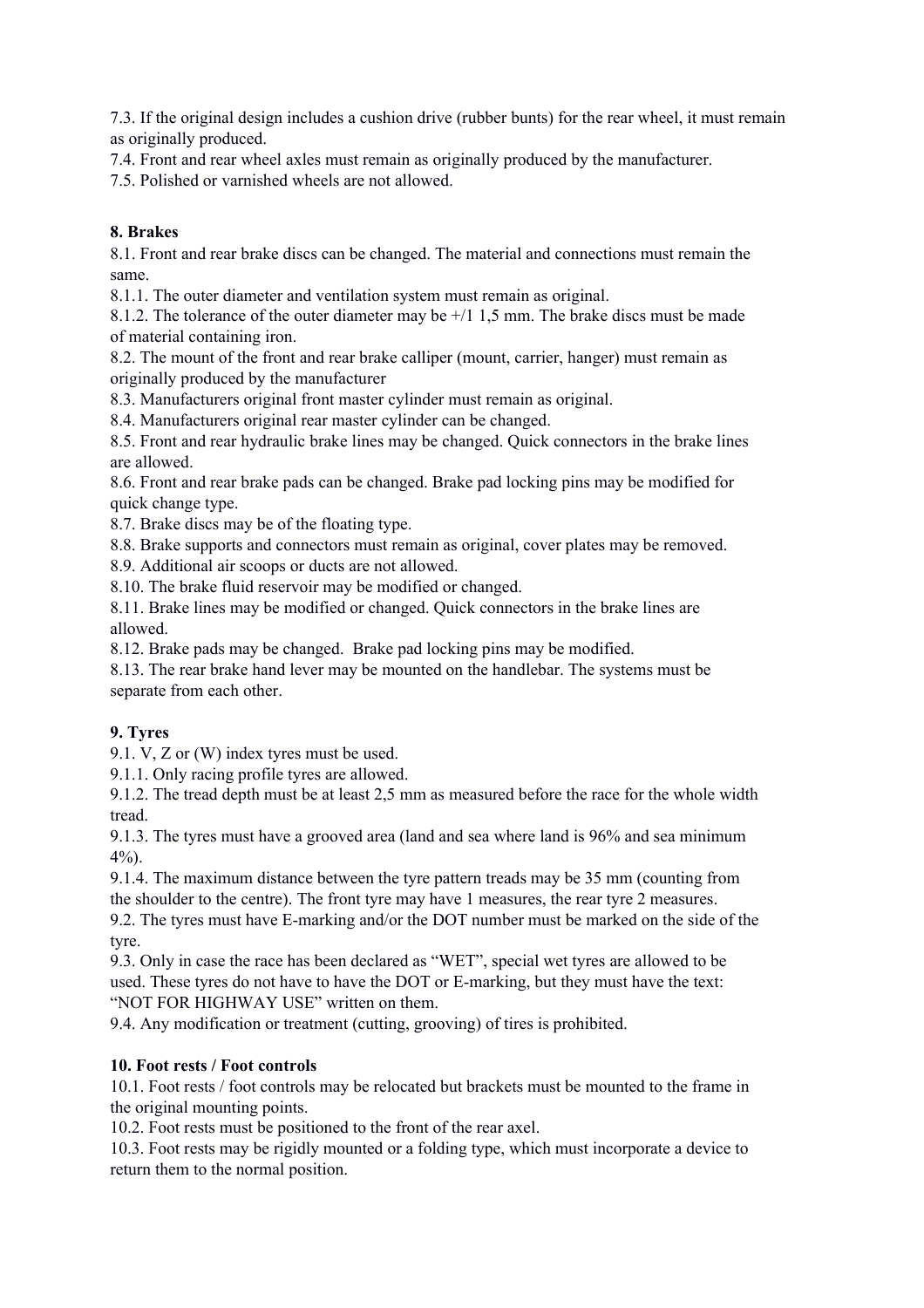7.3. If the original design includes a cushion drive (rubber bunts) for the rear wheel, it must remain as originally produced.

7.4. Front and rear wheel axles must remain as originally produced by the manufacturer.

7.5. Polished or varnished wheels are not allowed.

## 8. Brakes

8.1. Front and rear brake discs can be changed. The material and connections must remain the same.

8.1.1. The outer diameter and ventilation system must remain as original.

8.1.2. The tolerance of the outer diameter may be +/1 1,5 mm. The brake discs must be made of material containing iron.

8.2. The mount of the front and rear brake calliper (mount, carrier, hanger) must remain as originally produced by the manufacturer

8.3. Manufacturers original front master cylinder must remain as original.

8.4. Manufacturers original rear master cylinder can be changed.

8.5. Front and rear hydraulic brake lines may be changed. Quick connectors in the brake lines are allowed.

8.6. Front and rear brake pads can be changed. Brake pad locking pins may be modified for quick change type.

8.7. Brake discs may be of the floating type.

8.8. Brake supports and connectors must remain as original, cover plates may be removed.

8.9. Additional air scoops or ducts are not allowed.

8.10. The brake fluid reservoir may be modified or changed.

8.11. Brake lines may be modified or changed. Quick connectors in the brake lines are allowed.

8.12. Brake pads may be changed. Brake pad locking pins may be modified.

8.13. The rear brake hand lever may be mounted on the handlebar. The systems must be separate from each other.

## 9. Tyres

9.1. V, Z or (W) index tyres must be used.

9.1.1. Only racing profile tyres are allowed.

9.1.2. The tread depth must be at least 2,5 mm as measured before the race for the whole width tread.

9.1.3. The tyres must have a grooved area (land and sea where land is 96% and sea minimum 4%).

9.1.4. The maximum distance between the tyre pattern treads may be 35 mm (counting from the shoulder to the centre). The front tyre may have 1 measures, the rear tyre 2 measures.

9.2. The tyres must have E-marking and/or the DOT number must be marked on the side of the tyre.

9.3. Only in case the race has been declared as "WET", special wet tyres are allowed to be used. These tyres do not have to have the DOT or E-marking, but they must have the text: "NOT FOR HIGHWAY USE" written on them.

9.4. Any modification or treatment (cutting, grooving) of tires is prohibited.

## 10. Foot rests / Foot controls

10.1. Foot rests / foot controls may be relocated but brackets must be mounted to the frame in the original mounting points.

10.2. Foot rests must be positioned to the front of the rear axel.

10.3. Foot rests may be rigidly mounted or a folding type, which must incorporate a device to return them to the normal position.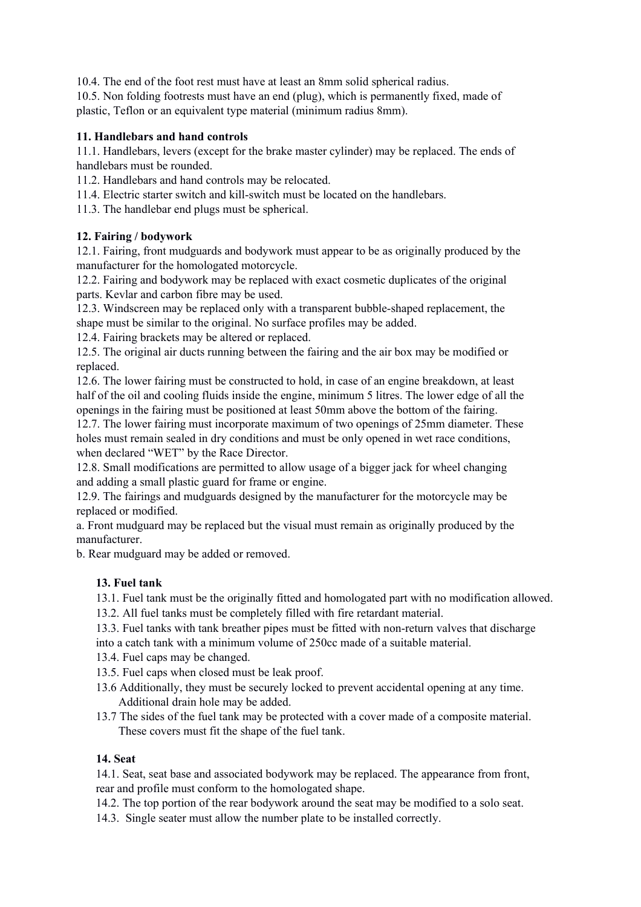10.4. The end of the foot rest must have at least an 8mm solid spherical radius.
10.5. Non folding footrests must have an end (plug), which is permanently fixed, made of plastic, Teflon or an equivalent type material (minimum radius 8mm).

**11. Handlebars and hand controls**

11.1. Handlebars, levers (except for the brake master cylinder) may be replaced. The ends of handlebars must be rounded.
11.2. Handlebars and hand controls may be relocated.
11.4. Electric starter switch and kill-switch must be located on the handlebars.
11.3. The handlebar end plugs must be spherical.

**12. Fairing / bodywork**

12.1. Fairing, front mudguards and bodywork must appear to be as originally produced by the manufacturer for the homologated motorcycle.
12.2. Fairing and bodywork may be replaced with exact cosmetic duplicates of the original parts. Kevlar and carbon fibre may be used.
12.3. Windscreen may be replaced only with a transparent bubble-shaped replacement, the shape must be similar to the original. No surface profiles may be added.
12.4. Fairing brackets may be altered or replaced.
12.5. The original air ducts running between the fairing and the air box may be modified or replaced.
12.6. The lower fairing must be constructed to hold, in case of an engine breakdown, at least half of the oil and cooling fluids inside the engine, minimum 5 litres. The lower edge of all the openings in the fairing must be positioned at least 50mm above the bottom of the fairing.
12.7. The lower fairing must incorporate maximum of two openings of 25mm diameter. These holes must remain sealed in dry conditions and must be only opened in wet race conditions, when declared "WET" by the Race Director.
12.8. Small modifications are permitted to allow usage of a bigger jack for wheel changing and adding a small plastic guard for frame or engine.
12.9. The fairings and mudguards designed by the manufacturer for the motorcycle may be replaced or modified.
a. Front mudguard may be replaced but the visual must remain as originally produced by the manufacturer.
b. Rear mudguard may be added or removed.

**13. Fuel tank**

13.1. Fuel tank must be the originally fitted and homologated part with no modification allowed.
13.2. All fuel tanks must be completely filled with fire retardant material.
13.3. Fuel tanks with tank breather pipes must be fitted with non-return valves that discharge into a catch tank with a minimum volume of 250cc made of a suitable material.
13.4. Fuel caps may be changed.
13.5. Fuel caps when closed must be leak proof.
13.6 Additionally, they must be securely locked to prevent accidental opening at any time. Additional drain hole may be added.
13.7 The sides of the fuel tank may be protected with a cover made of a composite material. These covers must fit the shape of the fuel tank.

**14. Seat**

14.1. Seat, seat base and associated bodywork may be replaced. The appearance from front, rear and profile must conform to the homologated shape.
14.2. The top portion of the rear bodywork around the seat may be modified to a solo seat.
14.3. Single seater must allow the number plate to be installed correctly.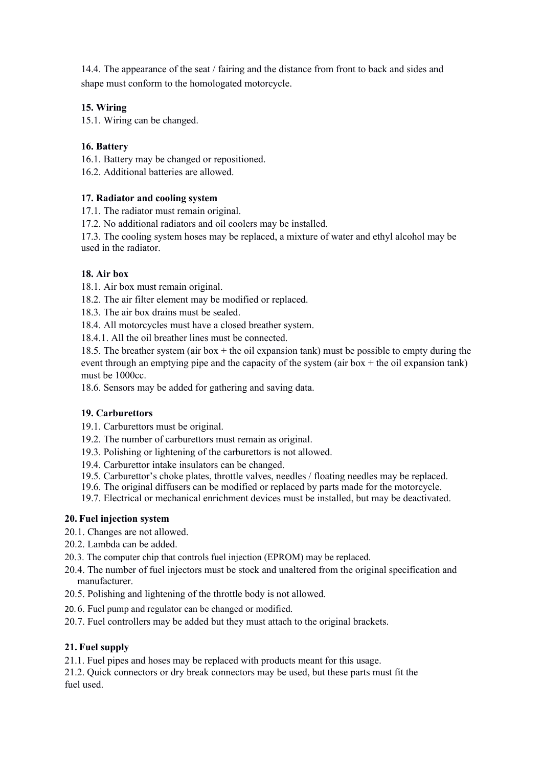14.4. The appearance of the seat / fairing and the distance from front to back and sides and shape must conform to the homologated motorcycle.

**15. Wiring**

15.1. Wiring can be changed.

**16. Battery**

16.1. Battery may be changed or repositioned.

16.2. Additional batteries are allowed.

**17. Radiator and cooling system**

17.1. The radiator must remain original.

17.2. No additional radiators and oil coolers may be installed.

17.3. The cooling system hoses may be replaced, a mixture of water and ethyl alcohol may be used in the radiator.

**18. Air box**

18.1. Air box must remain original.

18.2. The air filter element may be modified or replaced.

18.3. The air box drains must be sealed.

18.4. All motorcycles must have a closed breather system.

18.4.1. All the oil breather lines must be connected.

18.5. The breather system (air box + the oil expansion tank) must be possible to empty during the event through an emptying pipe and the capacity of the system (air box + the oil expansion tank) must be 1000cc.

18.6. Sensors may be added for gathering and saving data.

**19. Carburettors**

19.1. Carburettors must be original.

19.2. The number of carburettors must remain as original.

19.3. Polishing or lightening of the carburettors is not allowed.

19.4. Carburettor intake insulators can be changed.

19.5. Carburettor's choke plates, throttle valves, needles / floating needles may be replaced.

19.6. The original diffusers can be modified or replaced by parts made for the motorcycle.

19.7. Electrical or mechanical enrichment devices must be installed, but may be deactivated.

**20. Fuel injection system**

20.1. Changes are not allowed.

20.2. Lambda can be added.

20.3. The computer chip that controls fuel injection (EPROM) may be replaced.

20.4. The number of fuel injectors must be stock and unaltered from the original specification and manufacturer.

20.5. Polishing and lightening of the throttle body is not allowed.

20.6. Fuel pump and regulator can be changed or modified.

20.7. Fuel controllers may be added but they must attach to the original brackets.

**21. Fuel supply**

21.1. Fuel pipes and hoses may be replaced with products meant for this usage.

21.2. Quick connectors or dry break connectors may be used, but these parts must fit the fuel used.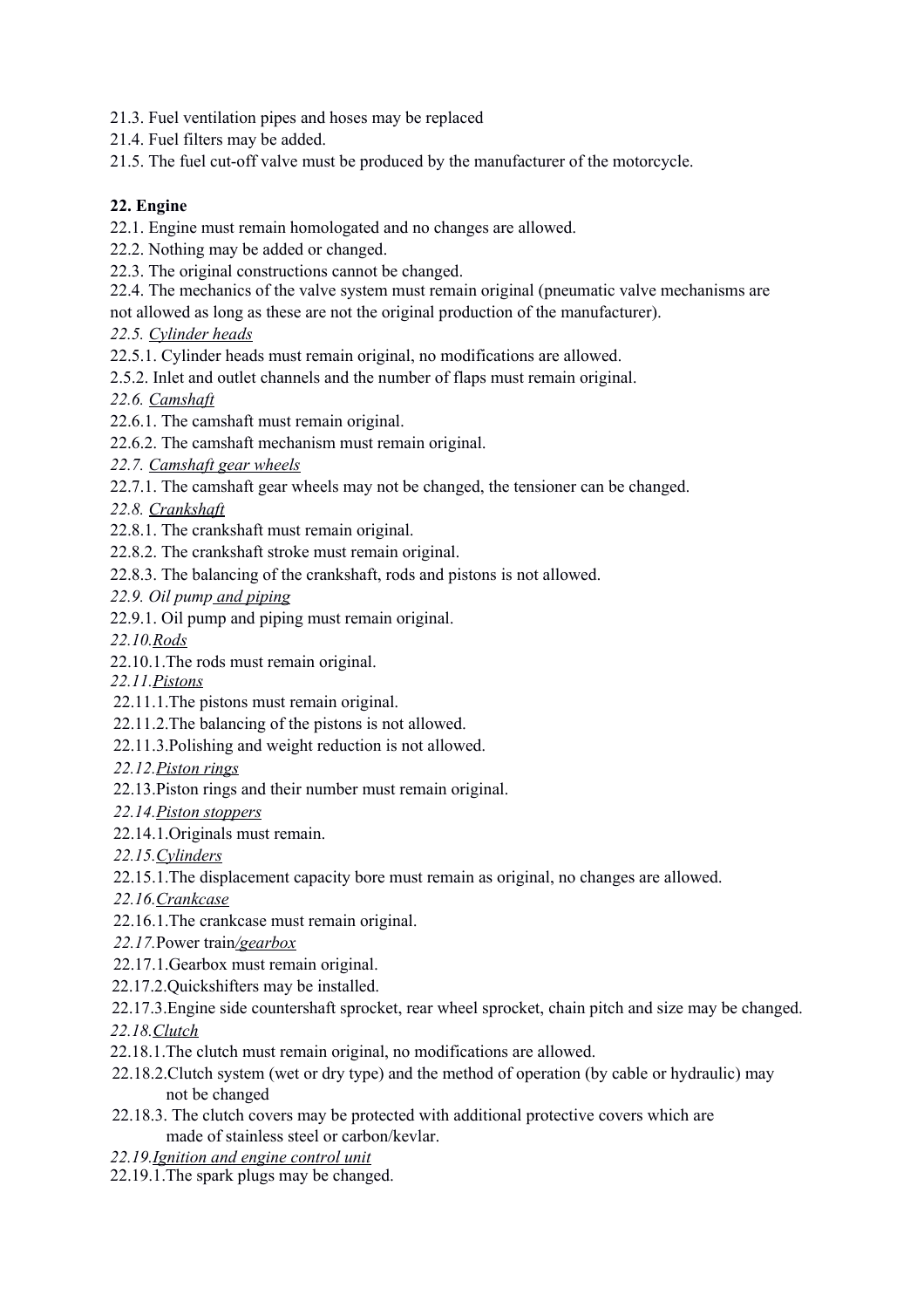21.3. Fuel ventilation pipes and hoses may be replaced
21.4. Fuel filters may be added.
21.5. The fuel cut-off valve must be produced by the manufacturer of the motorcycle.

**22. Engine**

22.1. Engine must remain homologated and no changes are allowed.
22.2. Nothing may be added or changed.
22.3. The original constructions cannot be changed.
22.4. The mechanics of the valve system must remain original (pneumatic valve mechanisms are not allowed as long as these are not the original production of the manufacturer).

*22.5. Cylinder heads*

22.5.1. Cylinder heads must remain original, no modifications are allowed.
2.5.2. Inlet and outlet channels and the number of flaps must remain original.

*22.6. Camshaft*

22.6.1. The camshaft must remain original.
22.6.2. The camshaft mechanism must remain original.

*22.7. Camshaft gear wheels*

22.7.1. The camshaft gear wheels may not be changed, the tensioner can be changed.

*22.8. Crankshaft*

22.8.1. The crankshaft must remain original.
22.8.2. The crankshaft stroke must remain original.
22.8.3. The balancing of the crankshaft, rods and pistons is not allowed.

*22.9. Oil pump and piping*

22.9.1. Oil pump and piping must remain original.

*22.10. Rods*

22.10.1. The rods must remain original.

*22.11. Pistons*

22.11.1. The pistons must remain original.
22.11.2. The balancing of the pistons is not allowed.
22.11.3. Polishing and weight reduction is not allowed.

*22.12. Piston rings*

22.13. Piston rings and their number must remain original.

*22.14. Piston stoppers*

22.14.1. Originals must remain.

*22.15. Cylinders*

22.15.1. The displacement capacity bore must remain as original, no changes are allowed.

*22.16. Crankcase*

22.16.1. The crankcase must remain original.

*22.17. Power train/gearbox*

22.17.1. Gearbox must remain original.
22.17.2. Quickshifters may be installed.
22.17.3. Engine side countershaft sprocket, rear wheel sprocket, chain pitch and size may be changed.

*22.18. Clutch*

22.18.1. The clutch must remain original, no modifications are allowed.
22.18.2. Clutch system (wet or dry type) and the method of operation (by cable or hydraulic) may not be changed
22.18.3. The clutch covers may be protected with additional protective covers which are made of stainless steel or carbon/kevlar.

*22.19. Ignition and engine control unit*

22.19.1. The spark plugs may be changed.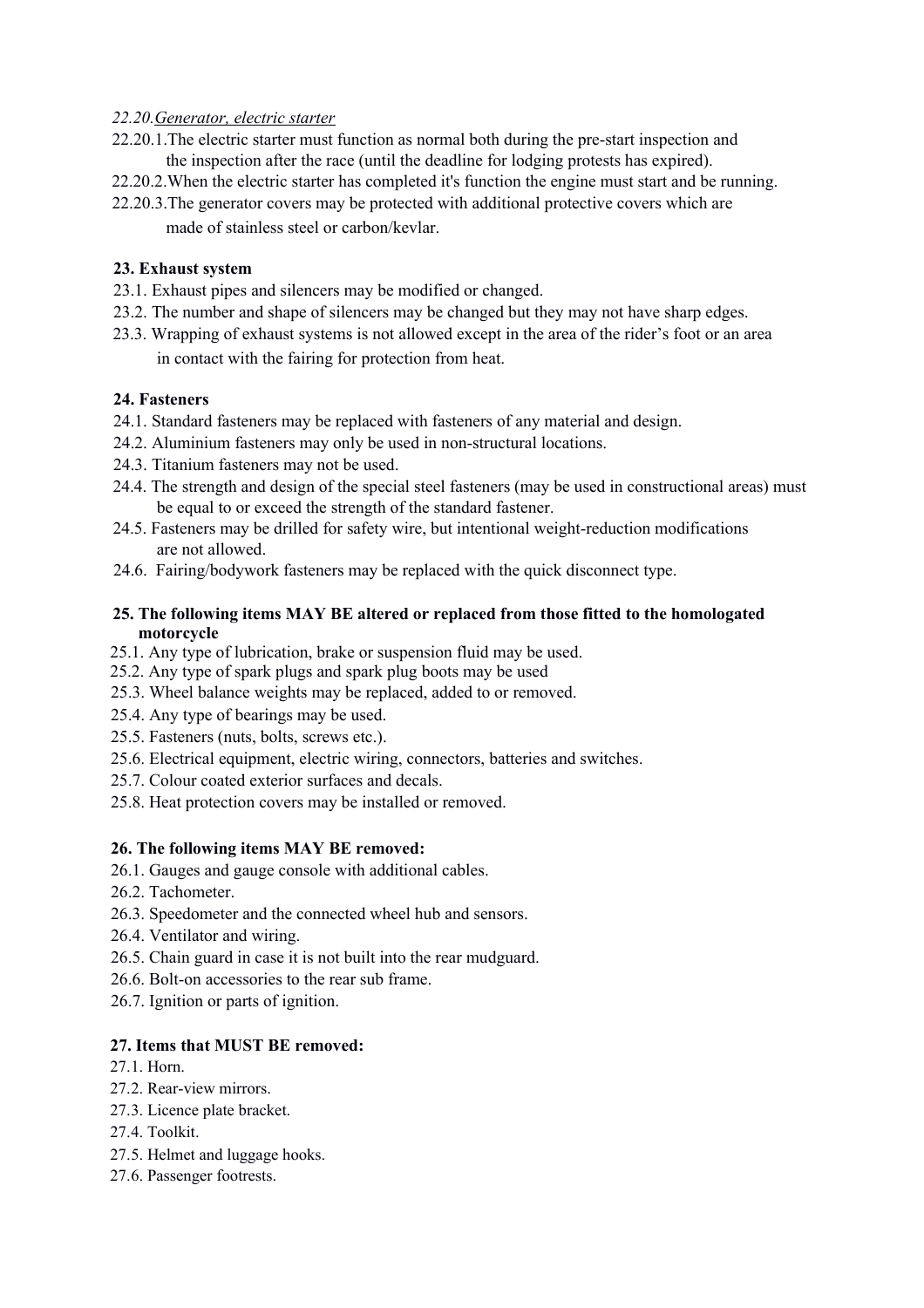*22.20.Generator, electric starter*

22.20.1.The electric starter must function as normal both during the pre-start inspection and the inspection after the race (until the deadline for lodging protests has expired).

22.20.2.When the electric starter has completed it's function the engine must start and be running.

22.20.3.The generator covers may be protected with additional protective covers which are made of stainless steel or carbon/kevlar.

**23. Exhaust system**

23.1. Exhaust pipes and silencers may be modified or changed.

23.2. The number and shape of silencers may be changed but they may not have sharp edges.

23.3. Wrapping of exhaust systems is not allowed except in the area of the rider's foot or an area in contact with the fairing for protection from heat.

**24. Fasteners**

24.1. Standard fasteners may be replaced with fasteners of any material and design.

24.2. Aluminium fasteners may only be used in non-structural locations.

24.3. Titanium fasteners may not be used.

24.4. The strength and design of the special steel fasteners (may be used in constructional areas) must be equal to or exceed the strength of the standard fastener.

24.5. Fasteners may be drilled for safety wire, but intentional weight-reduction modifications are not allowed.

24.6. Fairing/bodywork fasteners may be replaced with the quick disconnect type.

**25. The following items MAY BE altered or replaced from those fitted to the homologated motorcycle**

25.1. Any type of lubrication, brake or suspension fluid may be used.

25.2. Any type of spark plugs and spark plug boots may be used

25.3. Wheel balance weights may be replaced, added to or removed.

25.4. Any type of bearings may be used.

25.5. Fasteners (nuts, bolts, screws etc.).

25.6. Electrical equipment, electric wiring, connectors, batteries and switches.

25.7. Colour coated exterior surfaces and decals.

25.8. Heat protection covers may be installed or removed.

**26. The following items MAY BE removed:**

26.1. Gauges and gauge console with additional cables.

26.2. Tachometer.

26.3. Speedometer and the connected wheel hub and sensors.

26.4. Ventilator and wiring.

26.5. Chain guard in case it is not built into the rear mudguard.

26.6. Bolt-on accessories to the rear sub frame.

26.7. Ignition or parts of ignition.

**27. Items that MUST BE removed:**

27.1. Horn.

27.2. Rear-view mirrors.

27.3. Licence plate bracket.

27.4. Toolkit.

27.5. Helmet and luggage hooks.

27.6. Passenger footrests.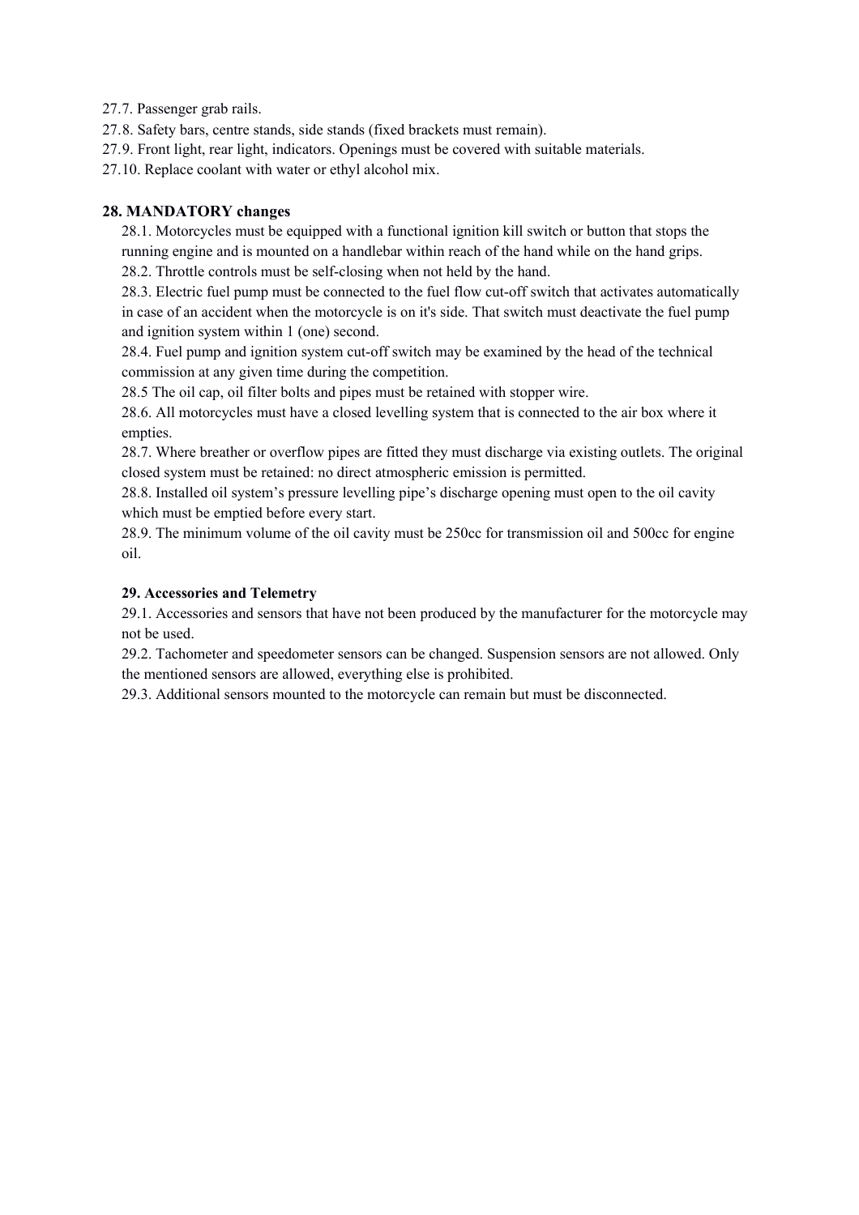27.7. Passenger grab rails.

27.8. Safety bars, centre stands, side stands (fixed brackets must remain).

27.9. Front light, rear light, indicators. Openings must be covered with suitable materials.

27.10. Replace coolant with water or ethyl alcohol mix.

**28. MANDATORY changes**

28.1. Motorcycles must be equipped with a functional ignition kill switch or button that stops the running engine and is mounted on a handlebar within reach of the hand while on the hand grips.

28.2. Throttle controls must be self-closing when not held by the hand.

28.3. Electric fuel pump must be connected to the fuel flow cut-off switch that activates automatically in case of an accident when the motorcycle is on it's side. That switch must deactivate the fuel pump and ignition system within 1 (one) second.

28.4. Fuel pump and ignition system cut-off switch may be examined by the head of the technical commission at any given time during the competition.

28.5 The oil cap, oil filter bolts and pipes must be retained with stopper wire.

28.6. All motorcycles must have a closed levelling system that is connected to the air box where it empties.

28.7. Where breather or overflow pipes are fitted they must discharge via existing outlets. The original closed system must be retained: no direct atmospheric emission is permitted.

28.8. Installed oil system's pressure levelling pipe's discharge opening must open to the oil cavity which must be emptied before every start.

28.9. The minimum volume of the oil cavity must be 250cc for transmission oil and 500cc for engine oil.

**29. Accessories and Telemetry**

29.1. Accessories and sensors that have not been produced by the manufacturer for the motorcycle may not be used.

29.2. Tachometer and speedometer sensors can be changed. Suspension sensors are not allowed. Only the mentioned sensors are allowed, everything else is prohibited.

29.3. Additional sensors mounted to the motorcycle can remain but must be disconnected.